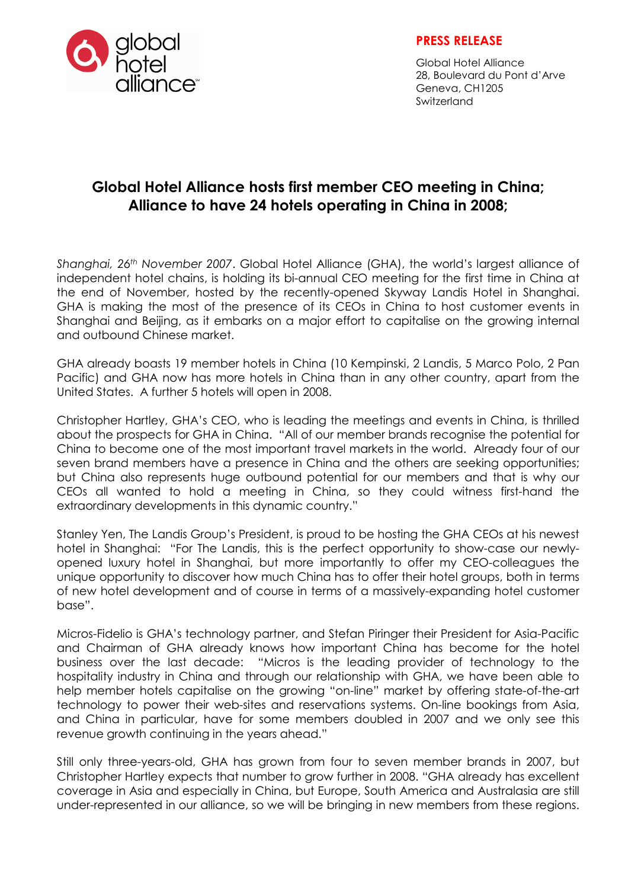**PRESS RELEASE**

Global Hotel Alliance
28, Boulevard du Pont d'Arve
Geneva, CH1205
Switzerland

# Global Hotel Alliance hosts first member CEO meeting in China; Alliance to have 24 hotels operating in China in 2008;

*Shanghai, 26th November 2007*. Global Hotel Alliance (GHA), the world's largest alliance of independent hotel chains, is holding its bi-annual CEO meeting for the first time in China at the end of November, hosted by the recently-opened Skyway Landis Hotel in Shanghai. GHA is making the most of the presence of its CEOs in China to host customer events in Shanghai and Beijing, as it embarks on a major effort to capitalise on the growing internal and outbound Chinese market.

GHA already boasts 19 member hotels in China (10 Kempinski, 2 Landis, 5 Marco Polo, 2 Pan Pacific) and GHA now has more hotels in China than in any other country, apart from the United States. A further 5 hotels will open in 2008.

Christopher Hartley, GHA's CEO, who is leading the meetings and events in China, is thrilled about the prospects for GHA in China. "All of our member brands recognise the potential for China to become one of the most important travel markets in the world. Already four of our seven brand members have a presence in China and the others are seeking opportunities; but China also represents huge outbound potential for our members and that is why our CEOs all wanted to hold a meeting in China, so they could witness first-hand the extraordinary developments in this dynamic country."

Stanley Yen, The Landis Group's President, is proud to be hosting the GHA CEOs at his newest hotel in Shanghai: "For The Landis, this is the perfect opportunity to show-case our newly-opened luxury hotel in Shanghai, but more importantly to offer my CEO-colleagues the unique opportunity to discover how much China has to offer their hotel groups, both in terms of new hotel development and of course in terms of a massively-expanding hotel customer base".

Micros-Fidelio is GHA's technology partner, and Stefan Piringer their President for Asia-Pacific and Chairman of GHA already knows how important China has become for the hotel business over the last decade: "Micros is the leading provider of technology to the hospitality industry in China and through our relationship with GHA, we have been able to help member hotels capitalise on the growing "on-line" market by offering state-of-the-art technology to power their web-sites and reservations systems. On-line bookings from Asia, and China in particular, have for some members doubled in 2007 and we only see this revenue growth continuing in the years ahead."

Still only three-years-old, GHA has grown from four to seven member brands in 2007, but Christopher Hartley expects that number to grow further in 2008. "GHA already has excellent coverage in Asia and especially in China, but Europe, South America and Australasia are still under-represented in our alliance, so we will be bringing in new members from these regions.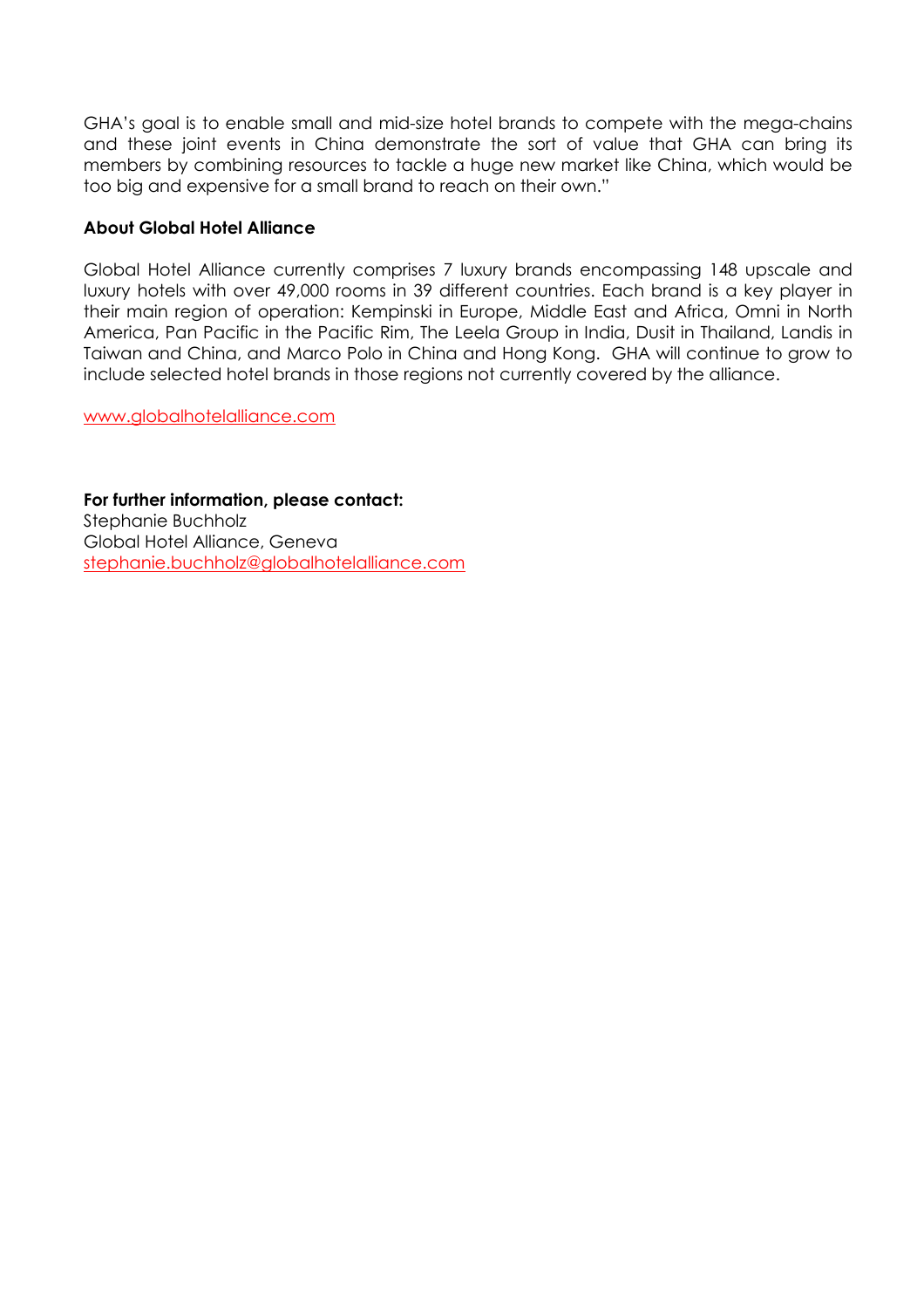GHA's goal is to enable small and mid-size hotel brands to compete with the mega-chains and these joint events in China demonstrate the sort of value that GHA can bring its members by combining resources to tackle a huge new market like China, which would be too big and expensive for a small brand to reach on their own."

**About Global Hotel Alliance**

Global Hotel Alliance currently comprises 7 luxury brands encompassing 148 upscale and luxury hotels with over 49,000 rooms in 39 different countries. Each brand is a key player in their main region of operation: Kempinski in Europe, Middle East and Africa, Omni in North America, Pan Pacific in the Pacific Rim, The Leela Group in India, Dusit in Thailand, Landis in Taiwan and China, and Marco Polo in China and Hong Kong. GHA will continue to grow to include selected hotel brands in those regions not currently covered by the alliance.

www.globalhotelalliance.com

**For further information, please contact:**
Stephanie Buchholz
Global Hotel Alliance, Geneva
stephanie.buchholz@globalhotelalliance.com